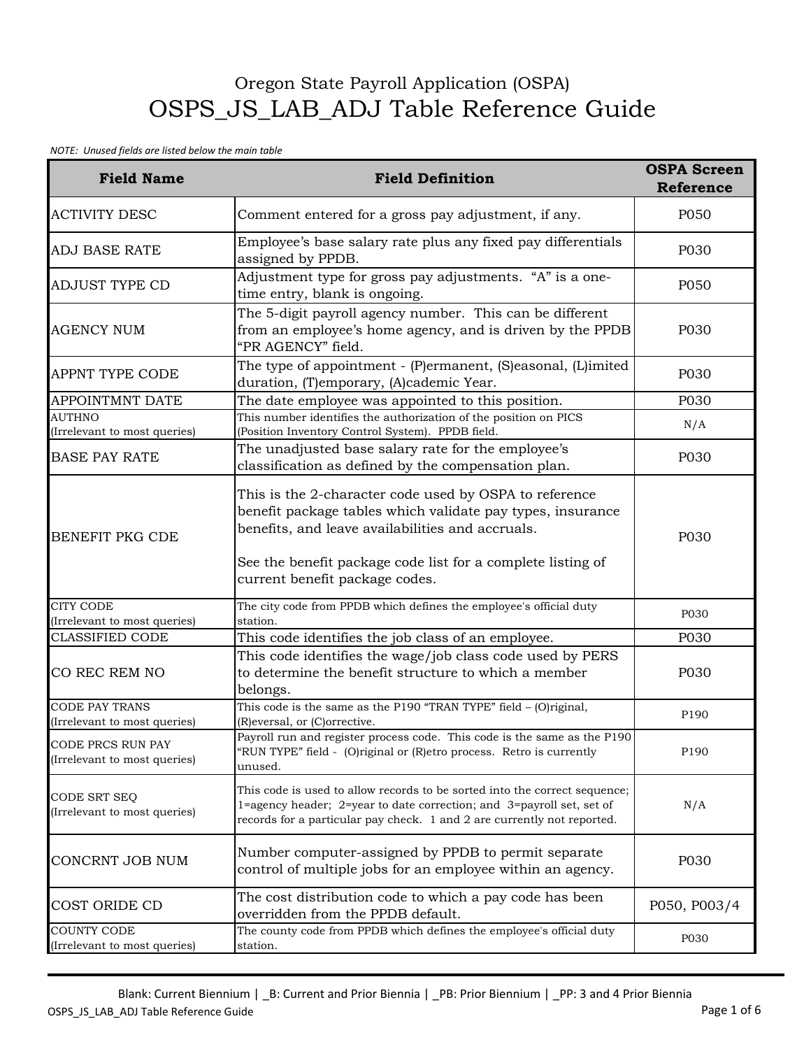Oregon State Payroll Application (OSPA)

# OSPS_JS_LAB_ADJ Table Reference Guide

*NOTE: Unused fields are listed below the main table*

| Field Name | Field Definition | OSPA Screen Reference |
|---|---|---|
| ACTIVITY DESC | Comment entered for a gross pay adjustment, if any. | P050 |
| ADJ BASE RATE | Employee's base salary rate plus any fixed pay differentials assigned by PPDB. | P030 |
| ADJUST TYPE CD | Adjustment type for gross pay adjustments. "A" is a one-time entry, blank is ongoing. | P050 |
| AGENCY NUM | The 5-digit payroll agency number. This can be different from an employee's home agency, and is driven by the PPDB "PR AGENCY" field. | P030 |
| APPNT TYPE CODE | The type of appointment - (P)ermanent, (S)easonal, (L)imited duration, (T)emporary, (A)cademic Year. | P030 |
| APPOINTMNT DATE | The date employee was appointed to this position. | P030 |
| AUTHNO (Irrelevant to most queries) | This number identifies the authorization of the position on PICS (Position Inventory Control System). PPDB field. | N/A |
| BASE PAY RATE | The unadjusted base salary rate for the employee's classification as defined by the compensation plan. | P030 |
| BENEFIT PKG CDE | This is the 2-character code used by OSPA to reference benefit package tables which validate pay types, insurance benefits, and leave availabilities and accruals.<br><br>See the benefit package code list for a complete listing of current benefit package codes. | P030 |
| CITY CODE (Irrelevant to most queries) | The city code from PPDB which defines the employee's official duty station. | P030 |
| CLASSIFIED CODE | This code identifies the job class of an employee. | P030 |
| CO REC REM NO | This code identifies the wage/job class code used by PERS to determine the benefit structure to which a member belongs. | P030 |
| CODE PAY TRANS (Irrelevant to most queries) | This code is the same as the P190 "TRAN TYPE" field – (O)riginal, (R)eversal, or (C)orrective. | P190 |
| CODE PRCS RUN PAY (Irrelevant to most queries) | Payroll run and register process code. This code is the same as the P190 "RUN TYPE" field - (O)riginal or (R)etro process. Retro is currently unused. | P190 |
| CODE SRT SEQ (Irrelevant to most queries) | This code is used to allow records to be sorted into the correct sequence; 1=agency header; 2=year to date correction; and 3=payroll set, set of records for a particular pay check. 1 and 2 are currently not reported. | N/A |
| CONCRNT JOB NUM | Number computer-assigned by PPDB to permit separate control of multiple jobs for an employee within an agency. | P030 |
| COST ORIDE CD | The cost distribution code to which a pay code has been overridden from the PPDB default. | P050, P003/4 |
| COUNTY CODE (Irrelevant to most queries) | The county code from PPDB which defines the employee's official duty station. | P030 |

Blank: Current Biennium | _B: Current and Prior Biennia | _PB: Prior Biennium | _PP: 3 and 4 Prior Biennia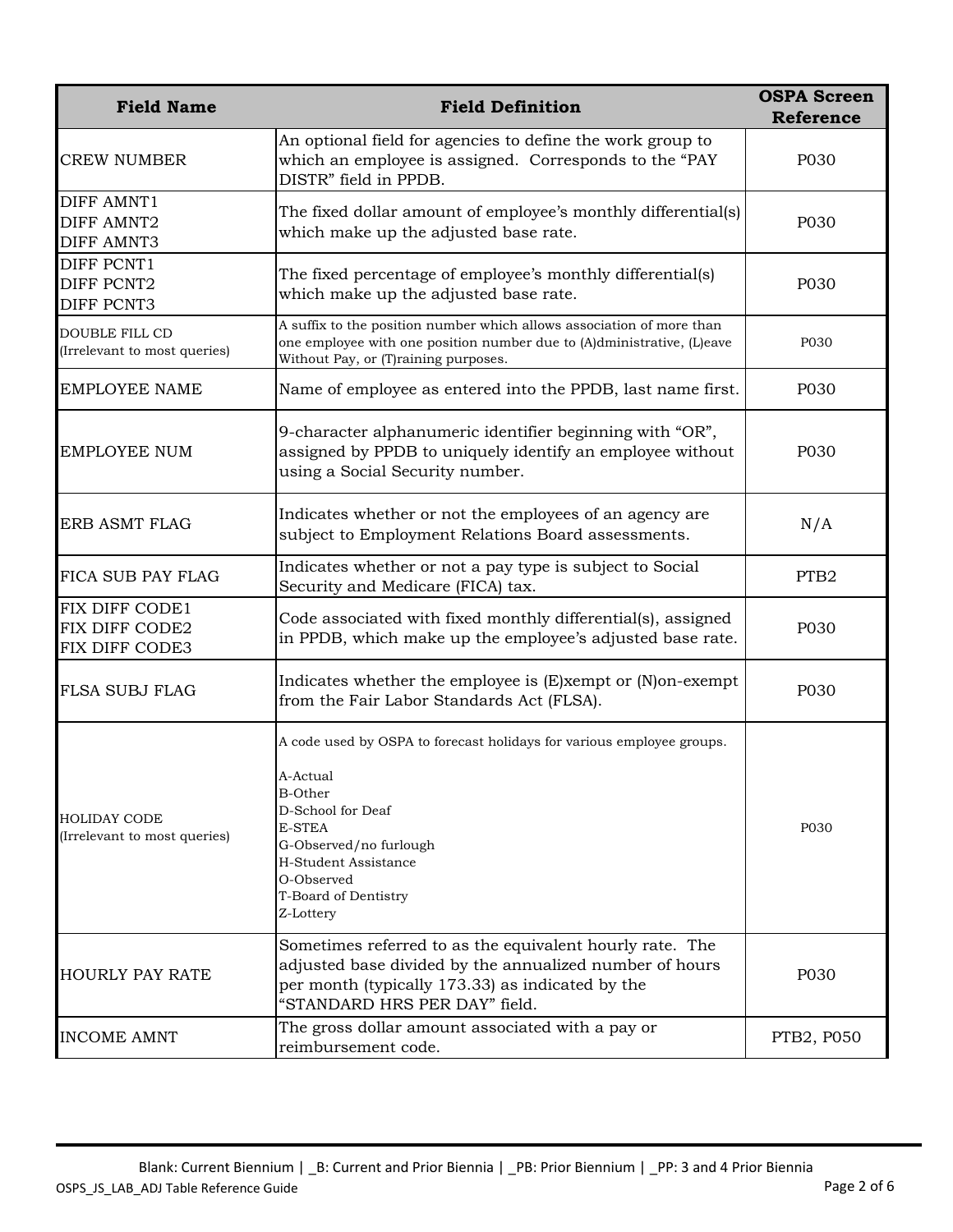| Field Name | Field Definition | OSPA Screen Reference |
|---|---|---|
| CREW NUMBER | An optional field for agencies to define the work group to which an employee is assigned. Corresponds to the "PAY DISTR" field in PPDB. | P030 |
| DIFF AMNT1<br>DIFF AMNT2<br>DIFF AMNT3 | The fixed dollar amount of employee's monthly differential(s) which make up the adjusted base rate. | P030 |
| DIFF PCNT1<br>DIFF PCNT2<br>DIFF PCNT3 | The fixed percentage of employee's monthly differential(s) which make up the adjusted base rate. | P030 |
| DOUBLE FILL CD<br>(Irrelevant to most queries) | A suffix to the position number which allows association of more than one employee with one position number due to (A)dministrative, (L)eave Without Pay, or (T)raining purposes. | P030 |
| EMPLOYEE NAME | Name of employee as entered into the PPDB, last name first. | P030 |
| EMPLOYEE NUM | 9-character alphanumeric identifier beginning with "OR", assigned by PPDB to uniquely identify an employee without using a Social Security number. | P030 |
| ERB ASMT FLAG | Indicates whether or not the employees of an agency are subject to Employment Relations Board assessments. | N/A |
| FICA SUB PAY FLAG | Indicates whether or not a pay type is subject to Social Security and Medicare (FICA) tax. | PTB2 |
| FIX DIFF CODE1<br>FIX DIFF CODE2<br>FIX DIFF CODE3 | Code associated with fixed monthly differential(s), assigned in PPDB, which make up the employee's adjusted base rate. | P030 |
| FLSA SUBJ FLAG | Indicates whether the employee is (E)xempt or (N)on-exempt from the Fair Labor Standards Act (FLSA). | P030 |
| HOLIDAY CODE<br>(Irrelevant to most queries) | A code used by OSPA to forecast holidays for various employee groups.<br><br>A-Actual<br>B-Other<br>D-School for Deaf<br>E-STEA<br>G-Observed/no furlough<br>H-Student Assistance<br>O-Observed<br>T-Board of Dentistry<br>Z-Lottery | P030 |
| HOURLY PAY RATE | Sometimes referred to as the equivalent hourly rate. The adjusted base divided by the annualized number of hours per month (typically 173.33) as indicated by the "STANDARD HRS PER DAY" field. | P030 |
| INCOME AMNT | The gross dollar amount associated with a pay or reimbursement code. | PTB2, P050 |

Blank: Current Biennium | _B: Current and Prior Biennia | _PB: Prior Biennium | _PP: 3 and 4 Prior Biennia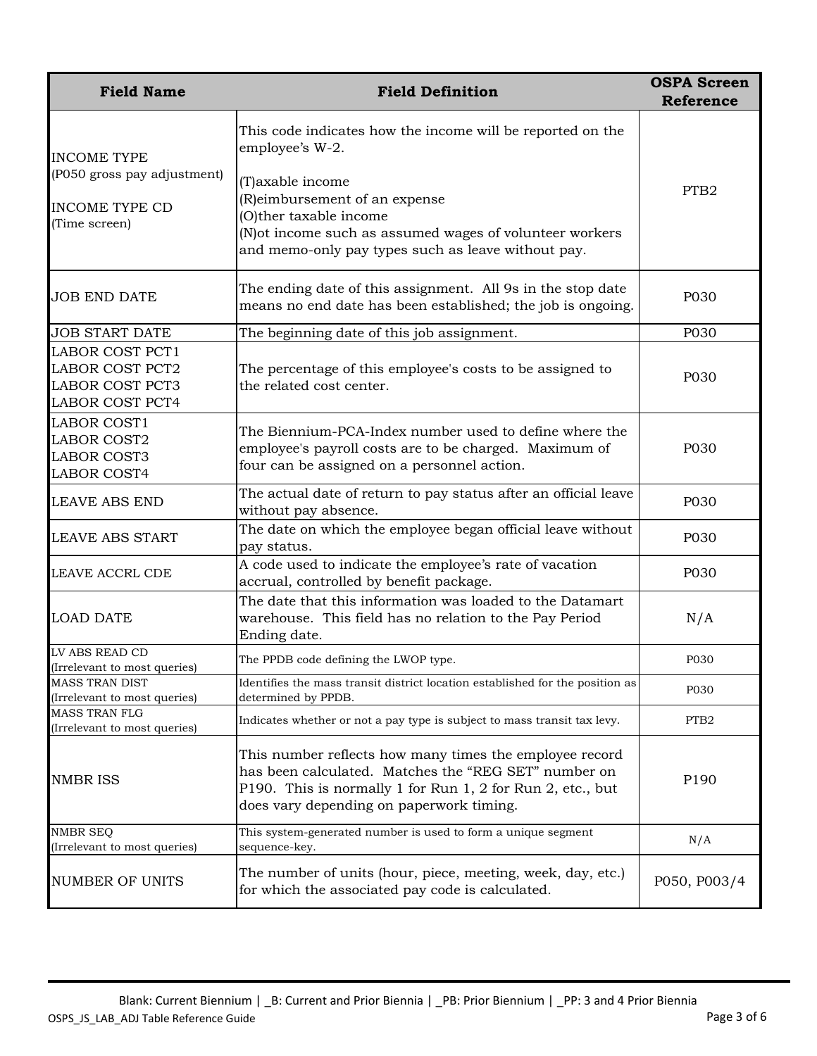| Field Name | Field Definition | OSPA Screen Reference |
|---|---|---|
| INCOME TYPE (P050 gross pay adjustment) INCOME TYPE CD (Time screen) | This code indicates how the income will be reported on the employee's W-2. (T)axable income (R)eimbursement of an expense (O)ther taxable income (N)ot income such as assumed wages of volunteer workers and memo-only pay types such as leave without pay. | PTB2 |
| JOB END DATE | The ending date of this assignment. All 9s in the stop date means no end date has been established; the job is ongoing. | P030 |
| JOB START DATE | The beginning date of this job assignment. | P030 |
| LABOR COST PCT1 LABOR COST PCT2 LABOR COST PCT3 LABOR COST PCT4 | The percentage of this employee's costs to be assigned to the related cost center. | P030 |
| LABOR COST1 LABOR COST2 LABOR COST3 LABOR COST4 | The Biennium-PCA-Index number used to define where the employee's payroll costs are to be charged. Maximum of four can be assigned on a personnel action. | P030 |
| LEAVE ABS END | The actual date of return to pay status after an official leave without pay absence. | P030 |
| LEAVE ABS START | The date on which the employee began official leave without pay status. | P030 |
| LEAVE ACCRL CDE | A code used to indicate the employee's rate of vacation accrual, controlled by benefit package. | P030 |
| LOAD DATE | The date that this information was loaded to the Datamart warehouse. This field has no relation to the Pay Period Ending date. | N/A |
| LV ABS READ CD (Irrelevant to most queries) | The PPDB code defining the LWOP type. | P030 |
| MASS TRAN DIST (Irrelevant to most queries) | Identifies the mass transit district location established for the position as determined by PPDB. | P030 |
| MASS TRAN FLG (Irrelevant to most queries) | Indicates whether or not a pay type is subject to mass transit tax levy. | PTB2 |
| NMBR ISS | This number reflects how many times the employee record has been calculated. Matches the "REG SET" number on P190. This is normally 1 for Run 1, 2 for Run 2, etc., but does vary depending on paperwork timing. | P190 |
| NMBR SEQ (Irrelevant to most queries) | This system-generated number is used to form a unique segment sequence-key. | N/A |
| NUMBER OF UNITS | The number of units (hour, piece, meeting, week, day, etc.) for which the associated pay code is calculated. | P050, P003/4 |

Blank: Current Biennium | _B: Current and Prior Biennia | _PB: Prior Biennium | _PP: 3 and 4 Prior Biennia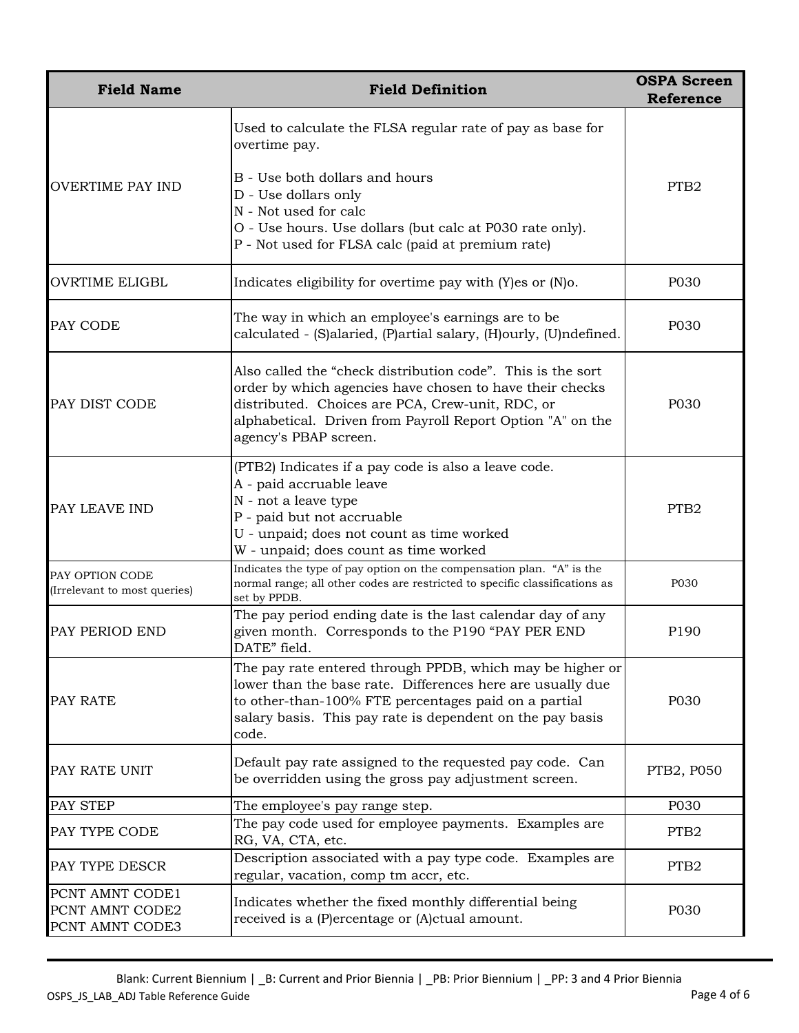| Field Name | Field Definition | OSPA Screen Reference |
|---|---|---|
| OVERTIME PAY IND | Used to calculate the FLSA regular rate of pay as base for overtime pay.<br><br>B - Use both dollars and hours<br>D - Use dollars only<br>N - Not used for calc<br>O - Use hours. Use dollars (but calc at P030 rate only).<br>P - Not used for FLSA calc (paid at premium rate) | PTB2 |
| OVRTIME ELIGBL | Indicates eligibility for overtime pay with (Y)es or (N)o. | P030 |
| PAY CODE | The way in which an employee's earnings are to be calculated - (S)alaried, (P)artial salary, (H)ourly, (U)ndefined. | P030 |
| PAY DIST CODE | Also called the "check distribution code". This is the sort order by which agencies have chosen to have their checks distributed. Choices are PCA, Crew-unit, RDC, or alphabetical. Driven from Payroll Report Option "A" on the agency's PBAP screen. | P030 |
| PAY LEAVE IND | (PTB2) Indicates if a pay code is also a leave code.<br>A - paid accruable leave<br>N - not a leave type<br>P - paid but not accruable<br>U - unpaid; does not count as time worked<br>W - unpaid; does count as time worked | PTB2 |
| PAY OPTION CODE<br>(Irrelevant to most queries) | Indicates the type of pay option on the compensation plan. "A" is the normal range; all other codes are restricted to specific classifications as set by PPDB. | P030 |
| PAY PERIOD END | The pay period ending date is the last calendar day of any given month. Corresponds to the P190 "PAY PER END DATE" field. | P190 |
| PAY RATE | The pay rate entered through PPDB, which may be higher or lower than the base rate. Differences here are usually due to other-than-100% FTE percentages paid on a partial salary basis. This pay rate is dependent on the pay basis code. | P030 |
| PAY RATE UNIT | Default pay rate assigned to the requested pay code. Can be overridden using the gross pay adjustment screen. | PTB2, P050 |
| PAY STEP | The employee's pay range step. | P030 |
| PAY TYPE CODE | The pay code used for employee payments. Examples are RG, VA, CTA, etc. | PTB2 |
| PAY TYPE DESCR | Description associated with a pay type code. Examples are regular, vacation, comp tm accr, etc. | PTB2 |
| PCNT AMNT CODE1<br>PCNT AMNT CODE2<br>PCNT AMNT CODE3 | Indicates whether the fixed monthly differential being received is a (P)ercentage or (A)ctual amount. | P030 |

Blank: Current Biennium | _B: Current and Prior Biennia | _PB: Prior Biennium | _PP: 3 and 4 Prior Biennia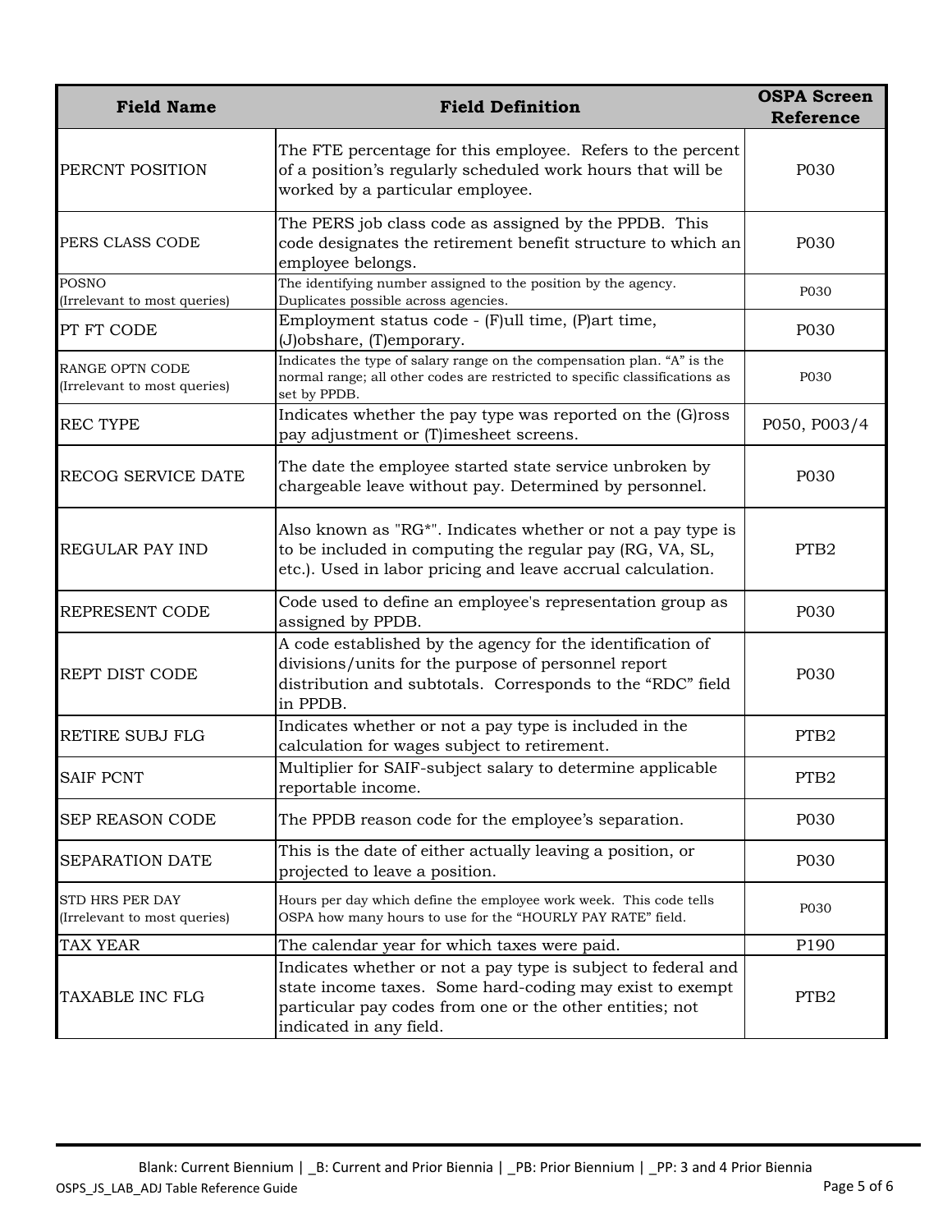| Field Name | Field Definition | OSPA Screen Reference |
|---|---|---|
| PERCNT POSITION | The FTE percentage for this employee. Refers to the percent of a position's regularly scheduled work hours that will be worked by a particular employee. | P030 |
| PERS CLASS CODE | The PERS job class code as assigned by the PPDB. This code designates the retirement benefit structure to which an employee belongs. | P030 |
| POSNO (Irrelevant to most queries) | The identifying number assigned to the position by the agency. Duplicates possible across agencies. | P030 |
| PT FT CODE | Employment status code - (F)ull time, (P)art time, (J)obshare, (T)emporary. | P030 |
| RANGE OPTN CODE (Irrelevant to most queries) | Indicates the type of salary range on the compensation plan. "A" is the normal range; all other codes are restricted to specific classifications as set by PPDB. | P030 |
| REC TYPE | Indicates whether the pay type was reported on the (G)ross pay adjustment or (T)imesheet screens. | P050, P003/4 |
| RECOG SERVICE DATE | The date the employee started state service unbroken by chargeable leave without pay. Determined by personnel. | P030 |
| REGULAR PAY IND | Also known as "RG*". Indicates whether or not a pay type is to be included in computing the regular pay (RG, VA, SL, etc.). Used in labor pricing and leave accrual calculation. | PTB2 |
| REPRESENT CODE | Code used to define an employee's representation group as assigned by PPDB. | P030 |
| REPT DIST CODE | A code established by the agency for the identification of divisions/units for the purpose of personnel report distribution and subtotals. Corresponds to the "RDC" field in PPDB. | P030 |
| RETIRE SUBJ FLG | Indicates whether or not a pay type is included in the calculation for wages subject to retirement. | PTB2 |
| SAIF PCNT | Multiplier for SAIF-subject salary to determine applicable reportable income. | PTB2 |
| SEP REASON CODE | The PPDB reason code for the employee's separation. | P030 |
| SEPARATION DATE | This is the date of either actually leaving a position, or projected to leave a position. | P030 |
| STD HRS PER DAY (Irrelevant to most queries) | Hours per day which define the employee work week. This code tells OSPA how many hours to use for the "HOURLY PAY RATE" field. | P030 |
| TAX YEAR | The calendar year for which taxes were paid. | P190 |
| TAXABLE INC FLG | Indicates whether or not a pay type is subject to federal and state income taxes. Some hard-coding may exist to exempt particular pay codes from one or the other entities; not indicated in any field. | PTB2 |

Blank: Current Biennium | _B: Current and Prior Biennia | _PB: Prior Biennium | _PP: 3 and 4 Prior Biennia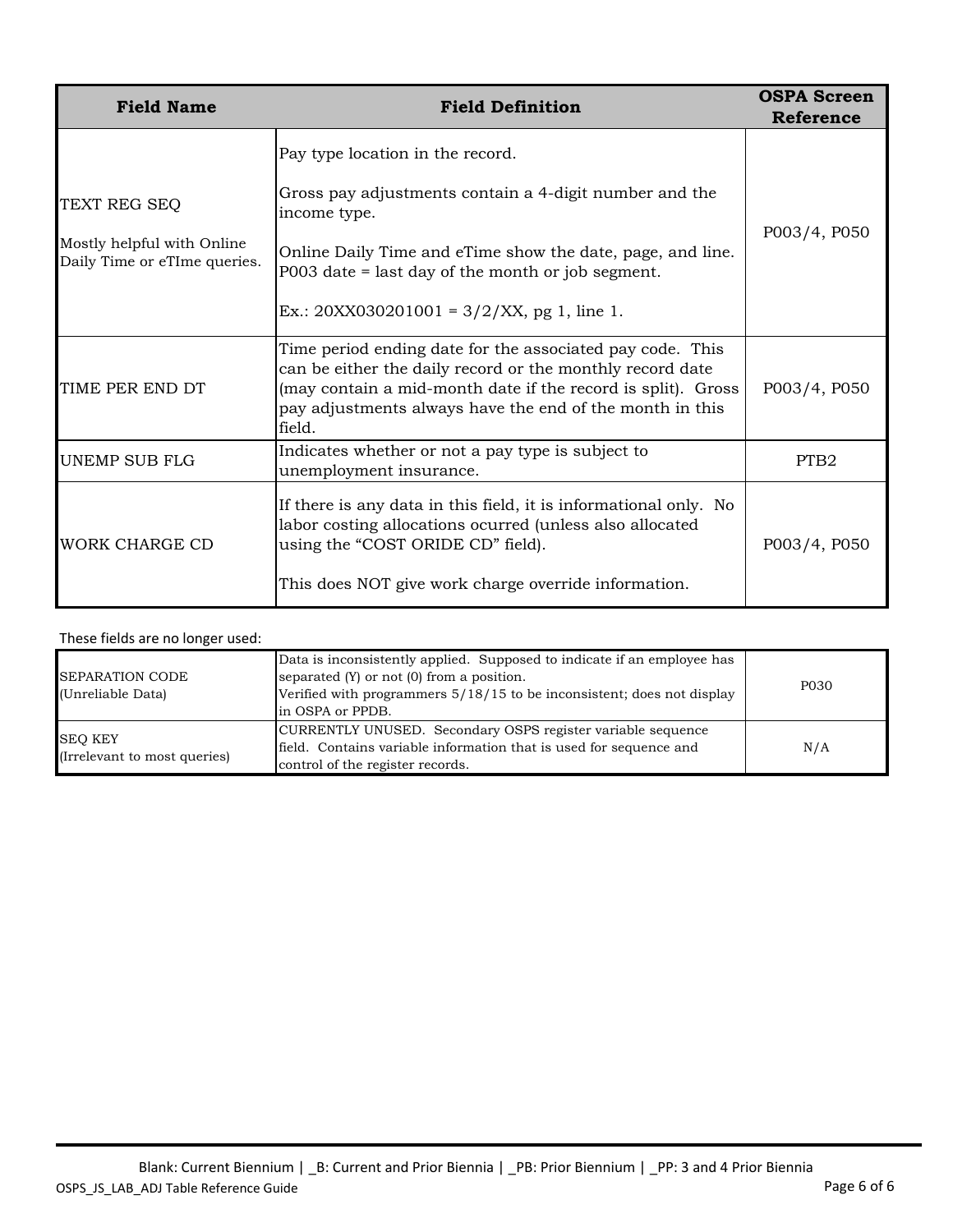| Field Name | Field Definition | OSPA Screen Reference |
|---|---|---|
| TEXT REG SEQ<br><br>Mostly helpful with Online Daily Time or eTIme queries. | Pay type location in the record.<br><br>Gross pay adjustments contain a 4-digit number and the income type.<br><br>Online Daily Time and eTime show the date, page, and line. P003 date = last day of the month or job segment.<br><br>Ex.: 20XX030201001 = 3/2/XX, pg 1, line 1. | P003/4, P050 |
| TIME PER END DT | Time period ending date for the associated pay code. This can be either the daily record or the monthly record date (may contain a mid-month date if the record is split). Gross pay adjustments always have the end of the month in this field. | P003/4, P050 |
| UNEMP SUB FLG | Indicates whether or not a pay type is subject to unemployment insurance. | PTB2 |
| WORK CHARGE CD | If there is any data in this field, it is informational only. No labor costing allocations ocurred (unless also allocated using the "COST ORIDE CD" field).<br><br>This does NOT give work charge override information. | P003/4, P050 |

These fields are no longer used:

| | | |
|---|---|---|
| SEPARATION CODE<br>(Unreliable Data) | Data is inconsistently applied. Supposed to indicate if an employee has separated (Y) or not (0) from a position.<br>Verified with programmers 5/18/15 to be inconsistent; does not display in OSPA or PPDB. | P030 |
| SEQ KEY<br>(Irrelevant to most queries) | CURRENTLY UNUSED. Secondary OSPS register variable sequence field. Contains variable information that is used for sequence and control of the register records. | N/A |

Blank: Current Biennium | _B: Current and Prior Biennia | _PB: Prior Biennium | _PP: 3 and 4 Prior Biennia